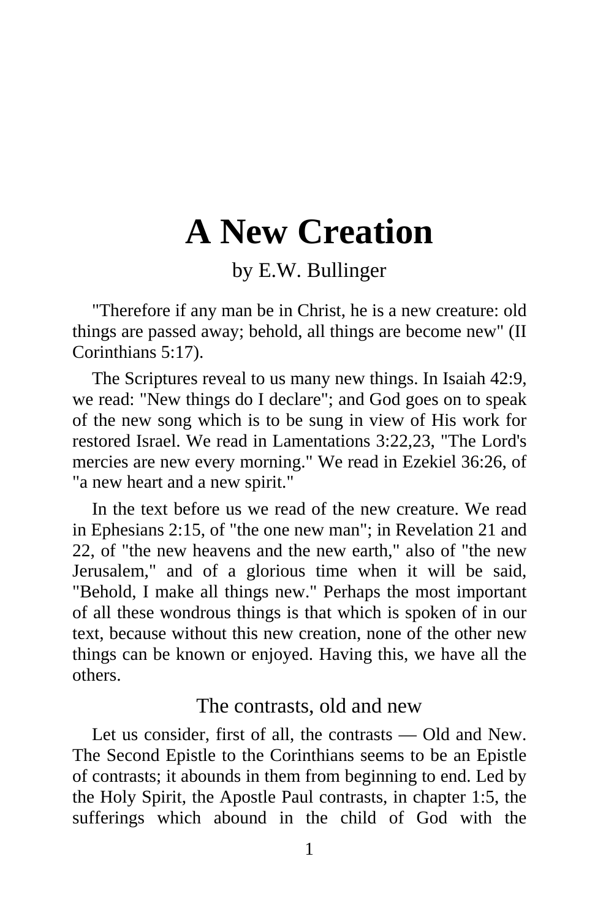# A New Creation

by E.W. Bullinger

"Therefore if any man be in Christ, he is a new creature: old things are passed away; behold, all things are become new" (II Corinthians 5:17).

The Scriptures reveal to us many new things. In Isaiah 42:9, we read: "New things do I declare"; and God goes on to speak of the new song which is to be sung in view of His work for restored Israel. We read in Lamentations 3:22,23, "The Lord's mercies are new every morning." We read in Ezekiel 36:26, of "a new heart and a new spirit."

In the text before us we read of the new creature. We read in Ephesians 2:15, of "the one new man"; in Revelation 21 and 22, of "the new heavens and the new earth," also of "the new Jerusalem," and of a glorious time when it will be said, "Behold, I make all things new." Perhaps the most important of all these wondrous things is that which is spoken of in our text, because without this new creation, none of the other new things can be known or enjoyed. Having this, we have all the others.

## The contrasts, old and new

Let us consider, first of all, the contrasts — Old and New. The Second Epistle to the Corinthians seems to be an Epistle of contrasts; it abounds in them from beginning to end. Led by the Holy Spirit, the Apostle Paul contrasts, in chapter 1:5, the sufferings which abound in the child of God with the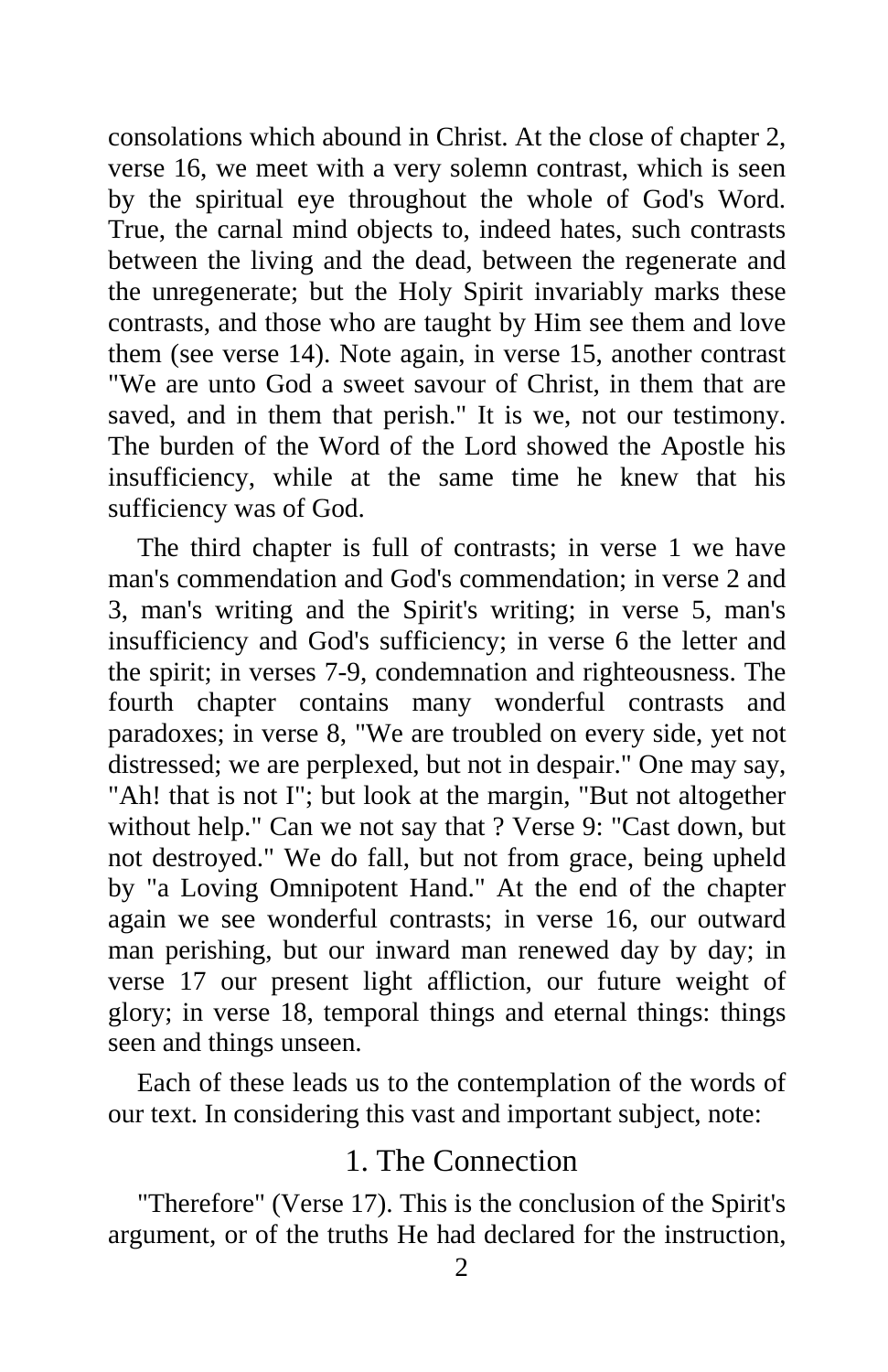consolations which abound in Christ. At the close of chapter 2, verse 16, we meet with a very solemn contrast, which is seen by the spiritual eye throughout the whole of God's Word. True, the carnal mind objects to, indeed hates, such contrasts between the living and the dead, between the regenerate and the unregenerate; but the Holy Spirit invariably marks these contrasts, and those who are taught by Him see them and love them (see verse 14). Note again, in verse 15, another contrast "We are unto God a sweet savour of Christ, in them that are saved, and in them that perish." It is we, not our testimony. The burden of the Word of the Lord showed the Apostle his insufficiency, while at the same time he knew that his sufficiency was of God.

The third chapter is full of contrasts; in verse 1 we have man's commendation and God's commendation; in verse 2 and 3, man's writing and the Spirit's writing; in verse 5, man's insufficiency and God's sufficiency; in verse 6 the letter and the spirit; in verses 7-9, condemnation and righteousness. The fourth chapter contains many wonderful contrasts and paradoxes; in verse 8, "We are troubled on every side, yet not distressed; we are perplexed, but not in despair." One may say, "Ah! that is not I"; but look at the margin, "But not altogether without help." Can we not say that ? Verse 9: "Cast down, but not destroyed." We do fall, but not from grace, being upheld by "a Loving Omnipotent Hand." At the end of the chapter again we see wonderful contrasts; in verse 16, our outward man perishing, but our inward man renewed day by day; in verse 17 our present light affliction, our future weight of glory; in verse 18, temporal things and eternal things: things seen and things unseen.

Each of these leads us to the contemplation of the words of our text. In considering this vast and important subject, note:

## 1. The Connection

"Therefore" (Verse 17). This is the conclusion of the Spirit's argument, or of the truths He had declared for the instruction,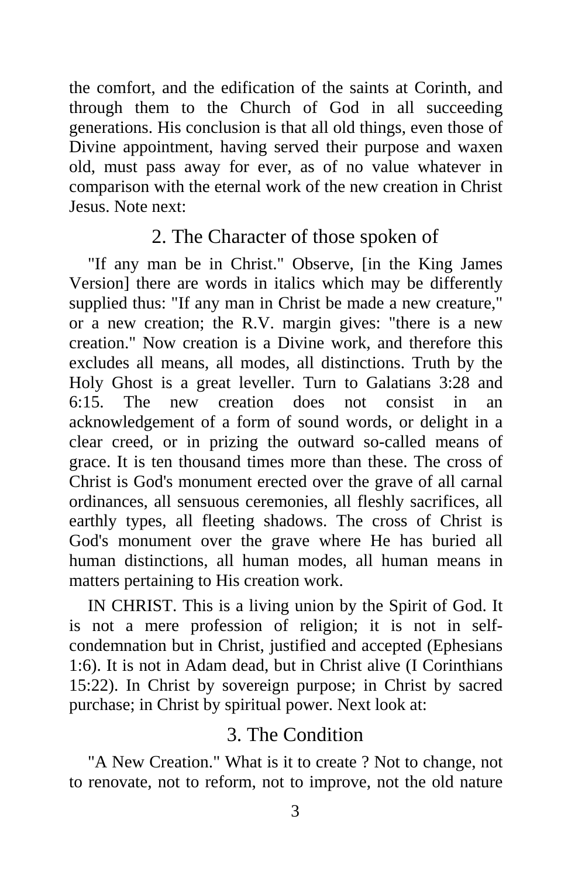the comfort, and the edification of the saints at Corinth, and through them to the Church of God in all succeeding generations. His conclusion is that all old things, even those of Divine appointment, having served their purpose and waxen old, must pass away for ever, as of no value whatever in comparison with the eternal work of the new creation in Christ Jesus. Note next:

## 2. The Character of those spoken of

"If any man be in Christ." Observe, [in the King James Version] there are words in italics which may be differently supplied thus: "If any man in Christ be made a new creature," or a new creation; the R.V. margin gives: "there is a new creation." Now creation is a Divine work, and therefore this excludes all means, all modes, all distinctions. Truth by the Holy Ghost is a great leveller. Turn to Galatians 3:28 and 6:15. The new creation does not consist in an acknowledgement of a form of sound words, or delight in a clear creed, or in prizing the outward so-called means of grace. It is ten thousand times more than these. The cross of Christ is God's monument erected over the grave of all carnal ordinances, all sensuous ceremonies, all fleshly sacrifices, all earthly types, all fleeting shadows. The cross of Christ is God's monument over the grave where He has buried all human distinctions, all human modes, all human means in matters pertaining to His creation work.

IN CHRIST. This is a living union by the Spirit of God. It is not a mere profession of religion; it is not in self-condemnation but in Christ, justified and accepted (Ephesians 1:6). It is not in Adam dead, but in Christ alive (I Corinthians 15:22). In Christ by sovereign purpose; in Christ by sacred purchase; in Christ by spiritual power. Next look at:

## 3. The Condition

"A New Creation." What is it to create ? Not to change, not to renovate, not to reform, not to improve, not the old nature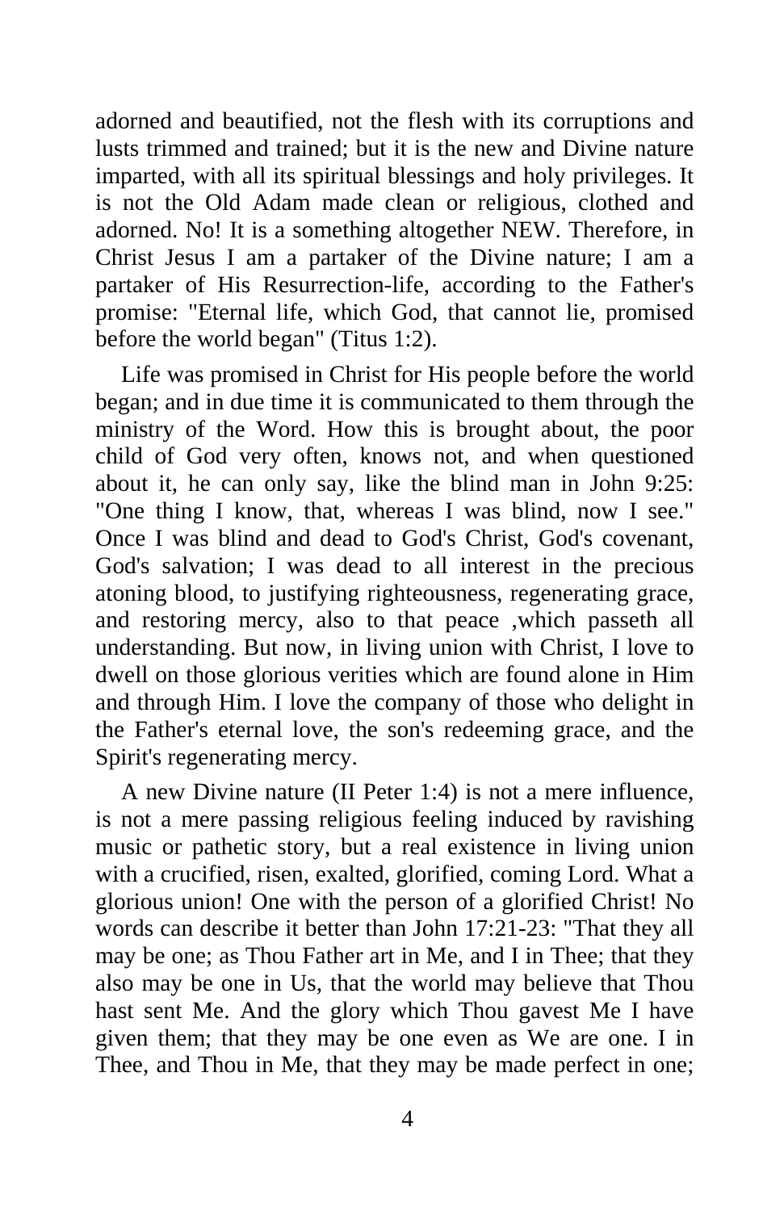adorned and beautified, not the flesh with its corruptions and lusts trimmed and trained; but it is the new and Divine nature imparted, with all its spiritual blessings and holy privileges. It is not the Old Adam made clean or religious, clothed and adorned. No! It is a something altogether NEW. Therefore, in Christ Jesus I am a partaker of the Divine nature; I am a partaker of His Resurrection-life, according to the Father's promise: "Eternal life, which God, that cannot lie, promised before the world began" (Titus 1:2).

Life was promised in Christ for His people before the world began; and in due time it is communicated to them through the ministry of the Word. How this is brought about, the poor child of God very often, knows not, and when questioned about it, he can only say, like the blind man in John 9:25: "One thing I know, that, whereas I was blind, now I see." Once I was blind and dead to God's Christ, God's covenant, God's salvation; I was dead to all interest in the precious atoning blood, to justifying righteousness, regenerating grace, and restoring mercy, also to that peace ,which passeth all understanding. But now, in living union with Christ, I love to dwell on those glorious verities which are found alone in Him and through Him. I love the company of those who delight in the Father's eternal love, the son's redeeming grace, and the Spirit's regenerating mercy.

A new Divine nature (II Peter 1:4) is not a mere influence, is not a mere passing religious feeling induced by ravishing music or pathetic story, but a real existence in living union with a crucified, risen, exalted, glorified, coming Lord. What a glorious union! One with the person of a glorified Christ! No words can describe it better than John 17:21-23: "That they all may be one; as Thou Father art in Me, and I in Thee; that they also may be one in Us, that the world may believe that Thou hast sent Me. And the glory which Thou gavest Me I have given them; that they may be one even as We are one. I in Thee, and Thou in Me, that they may be made perfect in one;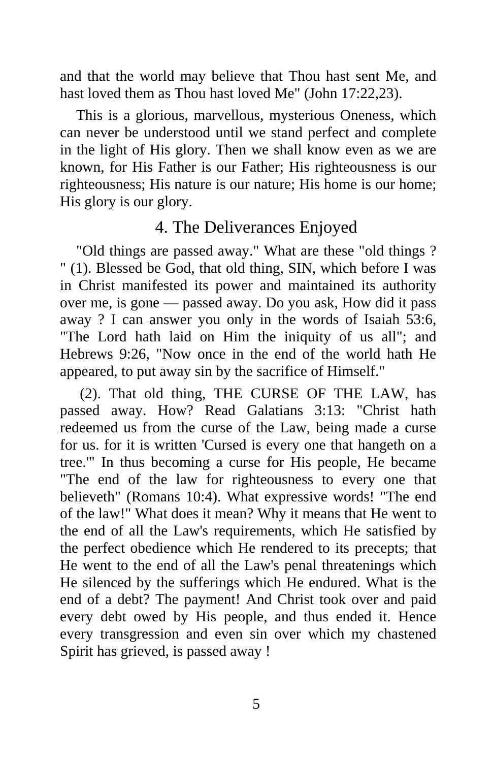and that the world may believe that Thou hast sent Me, and hast loved them as Thou hast loved Me" (John 17:22,23).

This is a glorious, marvellous, mysterious Oneness, which can never be understood until we stand perfect and complete in the light of His glory. Then we shall know even as we are known, for His Father is our Father; His righteousness is our righteousness; His nature is our nature; His home is our home; His glory is our glory.

## 4. The Deliverances Enjoyed

"Old things are passed away." What are these "old things ? " (1). Blessed be God, that old thing, SIN, which before I was in Christ manifested its power and maintained its authority over me, is gone — passed away. Do you ask, How did it pass away ? I can answer you only in the words of Isaiah 53:6, "The Lord hath laid on Him the iniquity of us all"; and Hebrews 9:26, "Now once in the end of the world hath He appeared, to put away sin by the sacrifice of Himself."

(2). That old thing, THE CURSE OF THE LAW, has passed away. How? Read Galatians 3:13: "Christ hath redeemed us from the curse of the Law, being made a curse for us. for it is written 'Cursed is every one that hangeth on a tree.'" In thus becoming a curse for His people, He became "The end of the law for righteousness to every one that believeth" (Romans 10:4). What expressive words! "The end of the law!" What does it mean? Why it means that He went to the end of all the Law's requirements, which He satisfied by the perfect obedience which He rendered to its precepts; that He went to the end of all the Law's penal threatenings which He silenced by the sufferings which He endured. What is the end of a debt? The payment! And Christ took over and paid every debt owed by His people, and thus ended it. Hence every transgression and even sin over which my chastened Spirit has grieved, is passed away !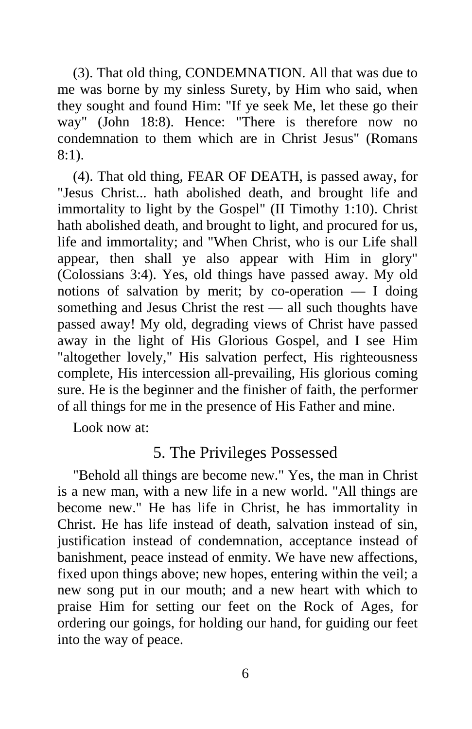(3). That old thing, CONDEMNATION. All that was due to me was borne by my sinless Surety, by Him who said, when they sought and found Him: "If ye seek Me, let these go their way" (John 18:8). Hence: "There is therefore now no condemnation to them which are in Christ Jesus" (Romans 8:1).

(4). That old thing, FEAR OF DEATH, is passed away, for "Jesus Christ... hath abolished death, and brought life and immortality to light by the Gospel" (II Timothy 1:10). Christ hath abolished death, and brought to light, and procured for us, life and immortality; and "When Christ, who is our Life shall appear, then shall ye also appear with Him in glory" (Colossians 3:4). Yes, old things have passed away. My old notions of salvation by merit; by co-operation — I doing something and Jesus Christ the rest — all such thoughts have passed away! My old, degrading views of Christ have passed away in the light of His Glorious Gospel, and I see Him "altogether lovely," His salvation perfect, His righteousness complete, His intercession all-prevailing, His glorious coming sure. He is the beginner and the finisher of faith, the performer of all things for me in the presence of His Father and mine.

Look now at:

## 5. The Privileges Possessed

"Behold all things are become new." Yes, the man in Christ is a new man, with a new life in a new world. "All things are become new." He has life in Christ, he has immortality in Christ. He has life instead of death, salvation instead of sin, justification instead of condemnation, acceptance instead of banishment, peace instead of enmity. We have new affections, fixed upon things above; new hopes, entering within the veil; a new song put in our mouth; and a new heart with which to praise Him for setting our feet on the Rock of Ages, for ordering our goings, for holding our hand, for guiding our feet into the way of peace.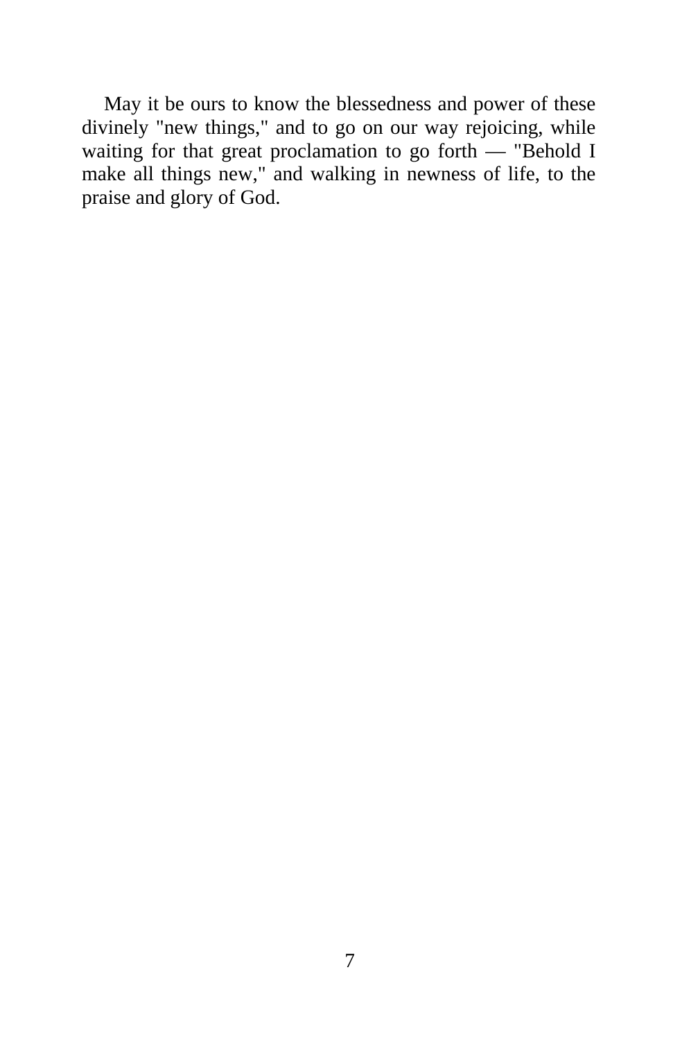May it be ours to know the blessedness and power of these divinely "new things," and to go on our way rejoicing, while waiting for that great proclamation to go forth — "Behold I make all things new," and walking in newness of life, to the praise and glory of God.